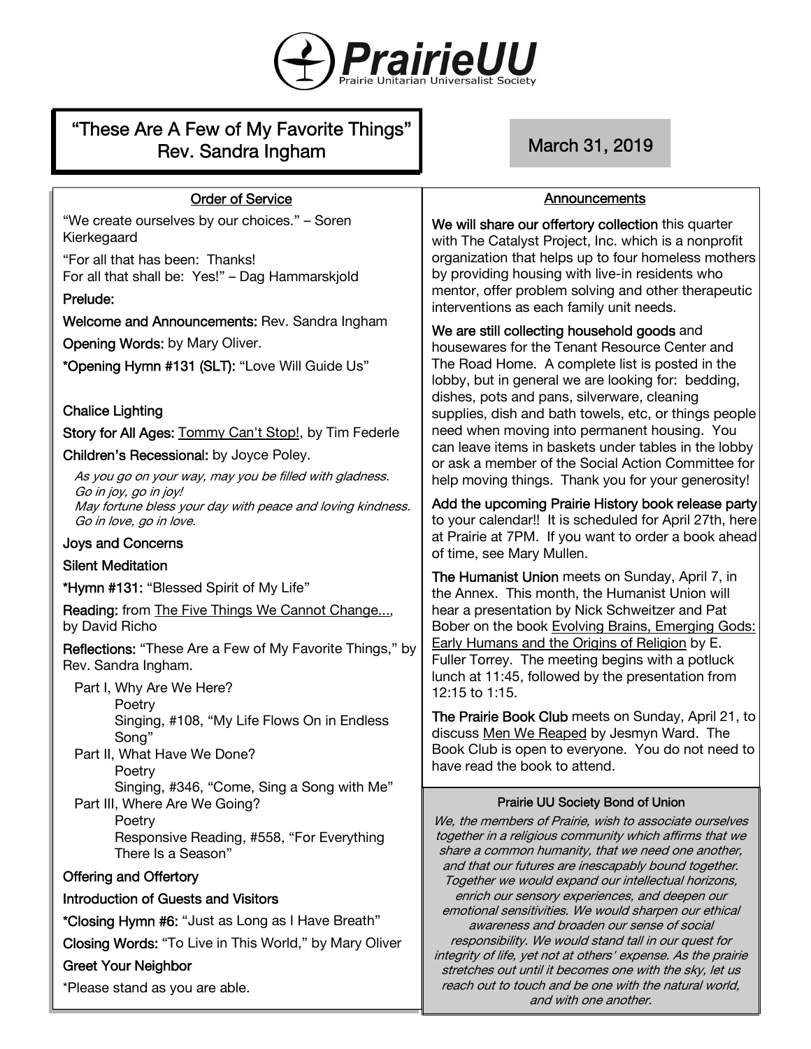# PrairieUU

Prairie Unitarian Universalist Society

## "These Are A Few of My Favorite Things"
## Rev. Sandra Ingham

**March 31, 2019**

### Order of Service

"We create ourselves by our choices." – Soren Kierkegaard

"For all that has been: Thanks!
For all that shall be: Yes!" – Dag Hammarskjold

**Prelude:**

**Welcome and Announcements:** Rev. Sandra Ingham

**Opening Words:** by Mary Oliver.

**\*Opening Hymn #131 (SLT):** "Love Will Guide Us"

**Chalice Lighting**

**Story for All Ages:** Tommy Can't Stop!, by Tim Federle

**Children's Recessional:** by Joyce Poley.

*As you go on your way, may you be filled with gladness.*
*Go in joy, go in joy!*
*May fortune bless your day with peace and loving kindness.*
*Go in love, go in love.*

**Joys and Concerns**

**Silent Meditation**

**\*Hymn #131:** "Blessed Spirit of My Life"

**Reading:** from The Five Things We Cannot Change..., by David Richo

**Reflections:** "These Are a Few of My Favorite Things," by Rev. Sandra Ingham.

Part I, Why Are We Here?
- Poetry
- Singing, #108, "My Life Flows On in Endless Song"

Part II, What Have We Done?
- Poetry
- Singing, #346, "Come, Sing a Song with Me"

Part III, Where Are We Going?
- Poetry
- Responsive Reading, #558, "For Everything There Is a Season"

**Offering and Offertory**

**Introduction of Guests and Visitors**

**\*Closing Hymn #6:** "Just as Long as I Have Breath"

**Closing Words:** "To Live in This World," by Mary Oliver

**Greet Your Neighbor**

\*Please stand as you are able.

### Announcements

**We will share our offertory collection** this quarter with The Catalyst Project, Inc. which is a nonprofit organization that helps up to four homeless mothers by providing housing with live-in residents who mentor, offer problem solving and other therapeutic interventions as each family unit needs.

**We are still collecting household goods** and housewares for the Tenant Resource Center and The Road Home. A complete list is posted in the lobby, but in general we are looking for: bedding, dishes, pots and pans, silverware, cleaning supplies, dish and bath towels, etc, or things people need when moving into permanent housing. You can leave items in baskets under tables in the lobby or ask a member of the Social Action Committee for help moving things. Thank you for your generosity!

**Add the upcoming Prairie History book release party** to your calendar!! It is scheduled for April 27th, here at Prairie at 7PM. If you want to order a book ahead of time, see Mary Mullen.

**The Humanist Union** meets on Sunday, April 7, in the Annex. This month, the Humanist Union will hear a presentation by Nick Schweitzer and Pat Bober on the book Evolving Brains, Emerging Gods: Early Humans and the Origins of Religion by E. Fuller Torrey. The meeting begins with a potluck lunch at 11:45, followed by the presentation from 12:15 to 1:15.

**The Prairie Book Club** meets on Sunday, April 21, to discuss Men We Reaped by Jesmyn Ward. The Book Club is open to everyone. You do not need to have read the book to attend.

### Prairie UU Society Bond of Union

*We, the members of Prairie, wish to associate ourselves together in a religious community which affirms that we share a common humanity, that we need one another, and that our futures are inescapably bound together. Together we would expand our intellectual horizons, enrich our sensory experiences, and deepen our emotional sensitivities. We would sharpen our ethical awareness and broaden our sense of social responsibility. We would stand tall in our quest for integrity of life, yet not at others' expense. As the prairie stretches out until it becomes one with the sky, let us reach out to touch and be one with the natural world, and with one another.*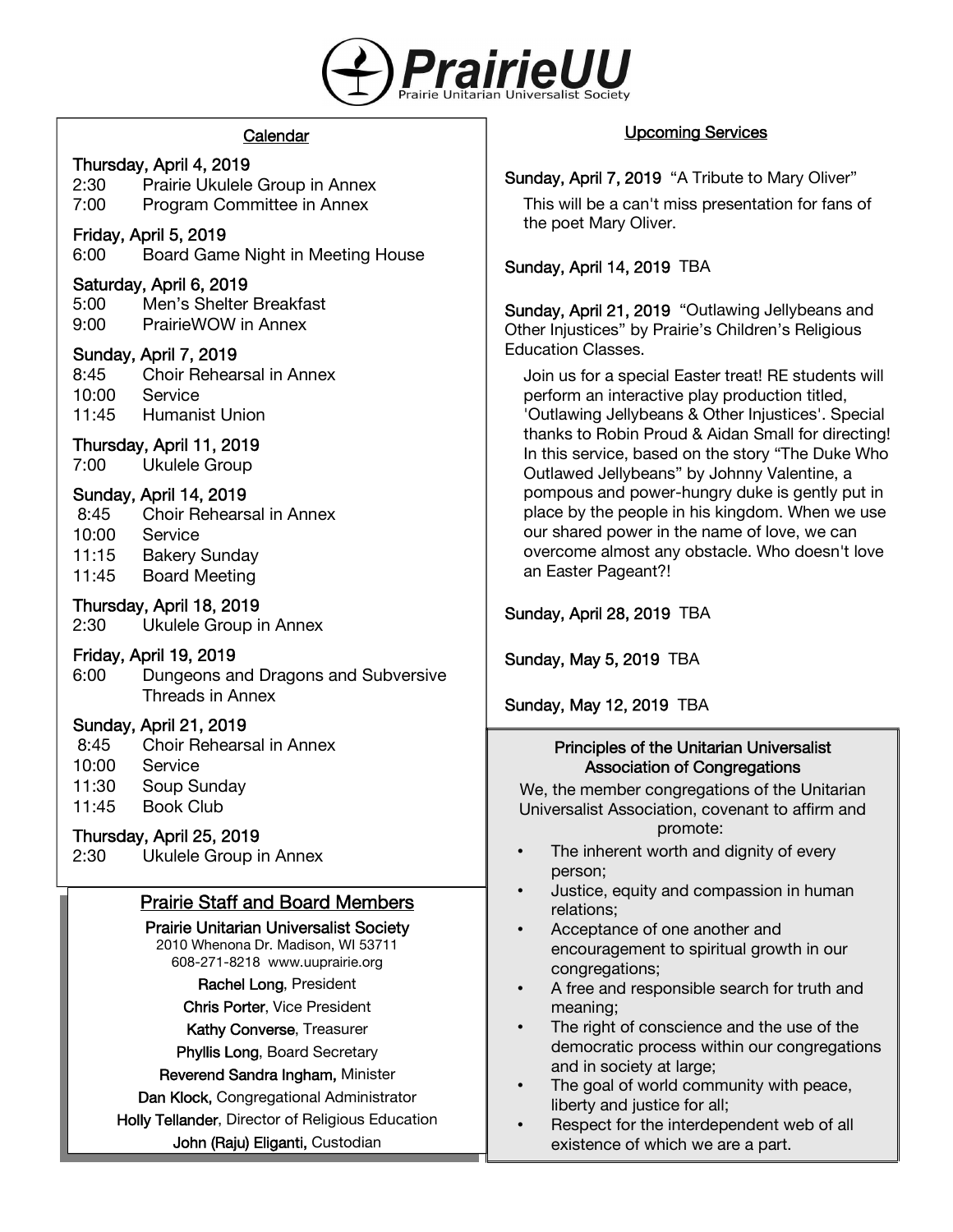# PrairieUU

Prairie Unitarian Universalist Society

## Calendar

**Thursday, April 4, 2019**
2:30 Prairie Ukulele Group in Annex
7:00 Program Committee in Annex

**Friday, April 5, 2019**
6:00 Board Game Night in Meeting House

**Saturday, April 6, 2019**
5:00 Men's Shelter Breakfast
9:00 PrairieWOW in Annex

**Sunday, April 7, 2019**
8:45 Choir Rehearsal in Annex
10:00 Service
11:45 Humanist Union

**Thursday, April 11, 2019**
7:00 Ukulele Group

**Sunday, April 14, 2019**
8:45 Choir Rehearsal in Annex
10:00 Service
11:15 Bakery Sunday
11:45 Board Meeting

**Thursday, April 18, 2019**
2:30 Ukulele Group in Annex

**Friday, April 19, 2019**
6:00 Dungeons and Dragons and Subversive Threads in Annex

**Sunday, April 21, 2019**
8:45 Choir Rehearsal in Annex
10:00 Service
11:30 Soup Sunday
11:45 Book Club

**Thursday, April 25, 2019**
2:30 Ukulele Group in Annex

## Prairie Staff and Board Members

**Prairie Unitarian Universalist Society**
2010 Whenona Dr. Madison, WI 53711
608-271-8218 www.uuprairie.org

**Rachel Long**, President
**Chris Porter**, Vice President
**Kathy Converse**, Treasurer
**Phyllis Long**, Board Secretary
**Reverend Sandra Ingham,** Minister
**Dan Klock,** Congregational Administrator
**Holly Tellander**, Director of Religious Education
**John (Raju) Eliganti,** Custodian

## Upcoming Services

**Sunday, April 7, 2019** "A Tribute to Mary Oliver"

This will be a can't miss presentation for fans of the poet Mary Oliver.

**Sunday, April 14, 2019** TBA

**Sunday, April 21, 2019** "Outlawing Jellybeans and Other Injustices" by Prairie's Children's Religious Education Classes.

Join us for a special Easter treat! RE students will perform an interactive play production titled, 'Outlawing Jellybeans & Other Injustices'. Special thanks to Robin Proud & Aidan Small for directing! In this service, based on the story "The Duke Who Outlawed Jellybeans" by Johnny Valentine, a pompous and power-hungry duke is gently put in place by the people in his kingdom. When we use our shared power in the name of love, we can overcome almost any obstacle. Who doesn't love an Easter Pageant?!

**Sunday, April 28, 2019** TBA

**Sunday, May 5, 2019** TBA

**Sunday, May 12, 2019** TBA

## Principles of the Unitarian Universalist Association of Congregations

We, the member congregations of the Unitarian Universalist Association, covenant to affirm and promote:

- The inherent worth and dignity of every person;
- Justice, equity and compassion in human relations;
- Acceptance of one another and encouragement to spiritual growth in our congregations;
- A free and responsible search for truth and meaning;
- The right of conscience and the use of the democratic process within our congregations and in society at large;
- The goal of world community with peace, liberty and justice for all;
- Respect for the interdependent web of all existence of which we are a part.